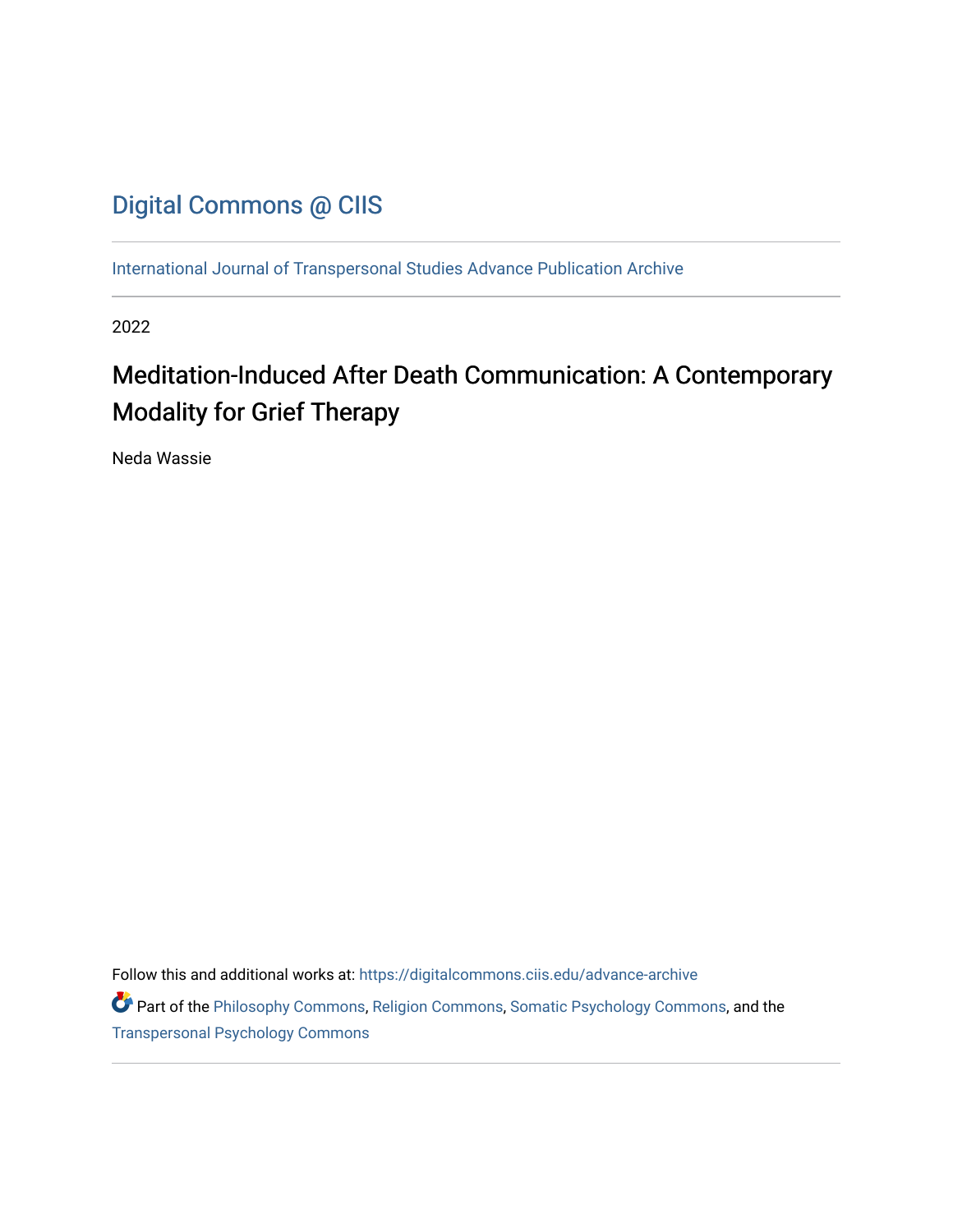# Digital Commons @ CIIS

International Journal of Transpersonal Studies Advance Publication Archive

2022

## Meditation-Induced After Death Communication: A Contemporary Modality for Grief Therapy

Neda Wassie

Follow this and additional works at: https://digitalcommons.ciis.edu/advance-archive

Part of the Philosophy Commons, Religion Commons, Somatic Psychology Commons, and the Transpersonal Psychology Commons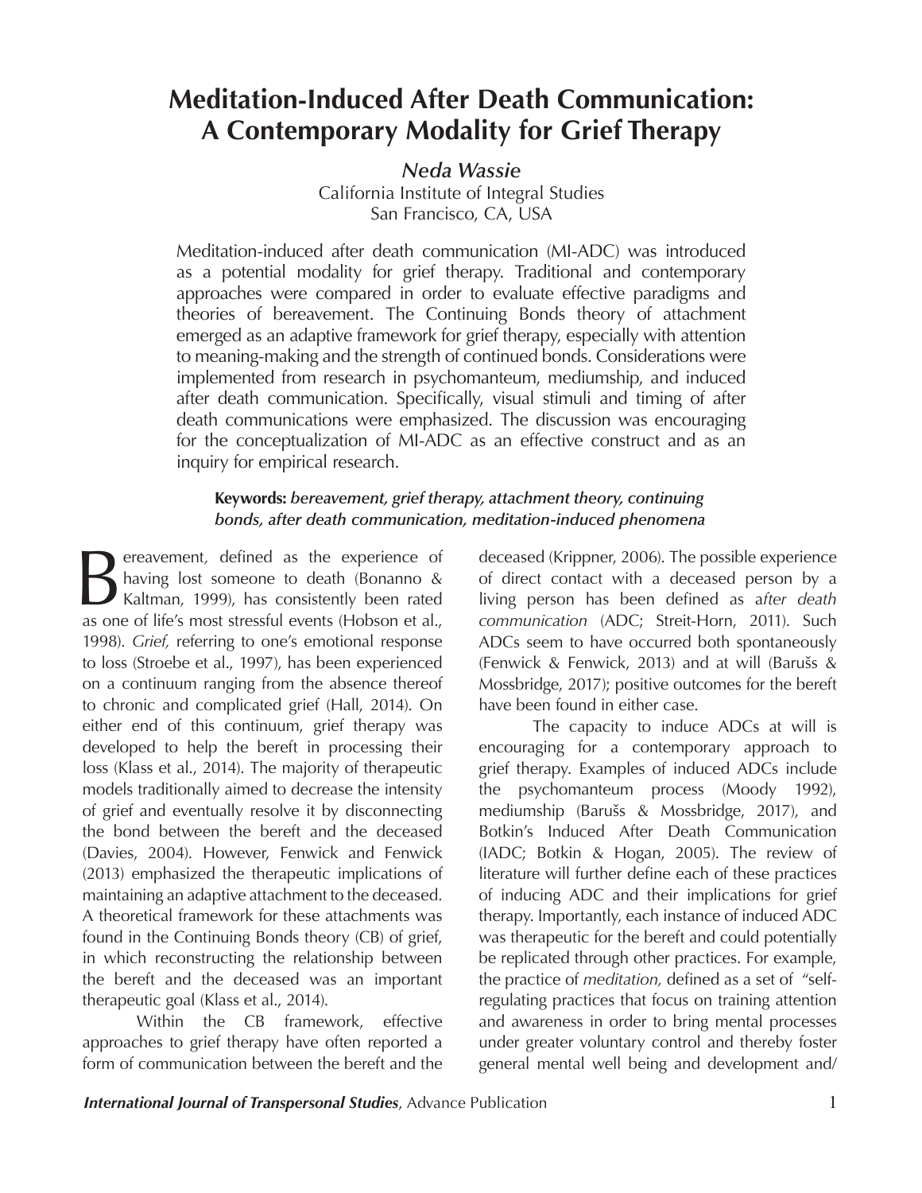# Meditation-Induced After Death Communication: A Contemporary Modality for Grief Therapy

*Neda Wassie*

California Institute of Integral Studies
San Francisco, CA, USA

Meditation-induced after death communication (MI-ADC) was introduced as a potential modality for grief therapy. Traditional and contemporary approaches were compared in order to evaluate effective paradigms and theories of bereavement. The Continuing Bonds theory of attachment emerged as an adaptive framework for grief therapy, especially with attention to meaning-making and the strength of continued bonds. Considerations were implemented from research in psychomanteum, mediumship, and induced after death communication. Specifically, visual stimuli and timing of after death communications were emphasized. The discussion was encouraging for the conceptualization of MI-ADC as an effective construct and as an inquiry for empirical research.

**Keywords:** ***bereavement, grief therapy, attachment theory, continuing bonds, after death communication, meditation-induced phenomena***

Bereavement, defined as the experience of having lost someone to death (Bonanno & Kaltman, 1999), has consistently been rated as one of life's most stressful events (Hobson et al., 1998). *Grief,* referring to one's emotional response to loss (Stroebe et al., 1997), has been experienced on a continuum ranging from the absence thereof to chronic and complicated grief (Hall, 2014). On either end of this continuum, grief therapy was developed to help the bereft in processing their loss (Klass et al., 2014). The majority of therapeutic models traditionally aimed to decrease the intensity of grief and eventually resolve it by disconnecting the bond between the bereft and the deceased (Davies, 2004). However, Fenwick and Fenwick (2013) emphasized the therapeutic implications of maintaining an adaptive attachment to the deceased. A theoretical framework for these attachments was found in the Continuing Bonds theory (CB) of grief, in which reconstructing the relationship between the bereft and the deceased was an important therapeutic goal (Klass et al., 2014).

Within the CB framework, effective approaches to grief therapy have often reported a form of communication between the bereft and the deceased (Krippner, 2006). The possible experience of direct contact with a deceased person by a living person has been defined as a*fter death communication* (ADC; Streit-Horn, 2011). Such ADCs seem to have occurred both spontaneously (Fenwick & Fenwick, 2013) and at will (Barušs & Mossbridge, 2017); positive outcomes for the bereft have been found in either case.

The capacity to induce ADCs at will is encouraging for a contemporary approach to grief therapy. Examples of induced ADCs include the psychomanteum process (Moody 1992), mediumship (Barušs & Mossbridge, 2017), and Botkin's Induced After Death Communication (IADC; Botkin & Hogan, 2005). The review of literature will further define each of these practices of inducing ADC and their implications for grief therapy. Importantly, each instance of induced ADC was therapeutic for the bereft and could potentially be replicated through other practices. For example, the practice of *meditation,* defined as a set of "self-regulating practices that focus on training attention and awareness in order to bring mental processes under greater voluntary control and thereby foster general mental well being and development and/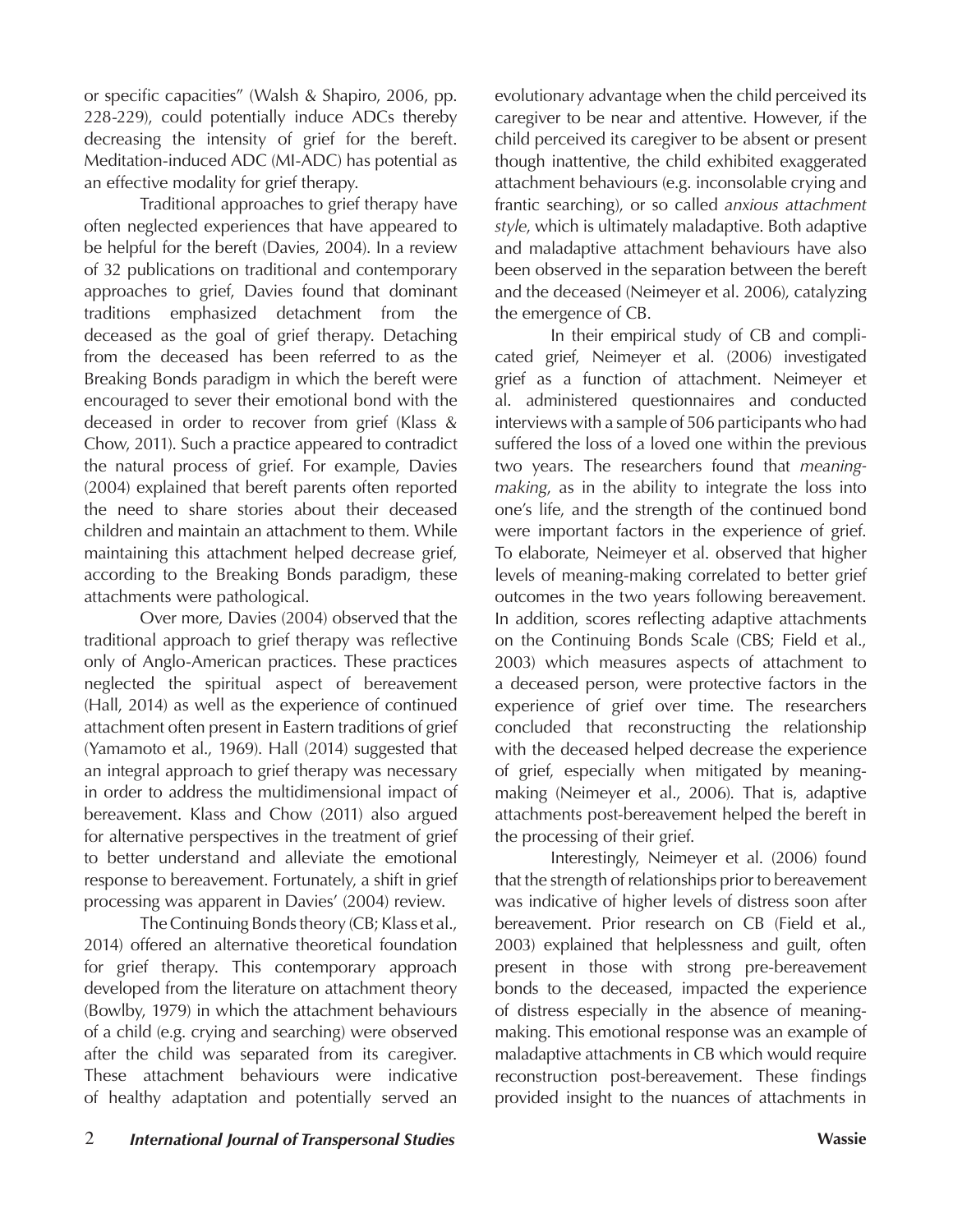or specific capacities" (Walsh & Shapiro, 2006, pp. 228-229), could potentially induce ADCs thereby decreasing the intensity of grief for the bereft. Meditation-induced ADC (MI-ADC) has potential as an effective modality for grief therapy.

Traditional approaches to grief therapy have often neglected experiences that have appeared to be helpful for the bereft (Davies, 2004). In a review of 32 publications on traditional and contemporary approaches to grief, Davies found that dominant traditions emphasized detachment from the deceased as the goal of grief therapy. Detaching from the deceased has been referred to as the Breaking Bonds paradigm in which the bereft were encouraged to sever their emotional bond with the deceased in order to recover from grief (Klass & Chow, 2011). Such a practice appeared to contradict the natural process of grief. For example, Davies (2004) explained that bereft parents often reported the need to share stories about their deceased children and maintain an attachment to them. While maintaining this attachment helped decrease grief, according to the Breaking Bonds paradigm, these attachments were pathological.

Over more, Davies (2004) observed that the traditional approach to grief therapy was reflective only of Anglo-American practices. These practices neglected the spiritual aspect of bereavement (Hall, 2014) as well as the experience of continued attachment often present in Eastern traditions of grief (Yamamoto et al., 1969). Hall (2014) suggested that an integral approach to grief therapy was necessary in order to address the multidimensional impact of bereavement. Klass and Chow (2011) also argued for alternative perspectives in the treatment of grief to better understand and alleviate the emotional response to bereavement. Fortunately, a shift in grief processing was apparent in Davies' (2004) review.

The Continuing Bonds theory (CB; Klass et al., 2014) offered an alternative theoretical foundation for grief therapy. This contemporary approach developed from the literature on attachment theory (Bowlby, 1979) in which the attachment behaviours of a child (e.g. crying and searching) were observed after the child was separated from its caregiver. These attachment behaviours were indicative of healthy adaptation and potentially served an evolutionary advantage when the child perceived its caregiver to be near and attentive. However, if the child perceived its caregiver to be absent or present though inattentive, the child exhibited exaggerated attachment behaviours (e.g. inconsolable crying and frantic searching), or so called *anxious attachment style*, which is ultimately maladaptive. Both adaptive and maladaptive attachment behaviours have also been observed in the separation between the bereft and the deceased (Neimeyer et al. 2006), catalyzing the emergence of CB.

In their empirical study of CB and complicated grief, Neimeyer et al. (2006) investigated grief as a function of attachment. Neimeyer et al. administered questionnaires and conducted interviews with a sample of 506 participants who had suffered the loss of a loved one within the previous two years. The researchers found that *meaning-making*, as in the ability to integrate the loss into one's life, and the strength of the continued bond were important factors in the experience of grief. To elaborate, Neimeyer et al. observed that higher levels of meaning-making correlated to better grief outcomes in the two years following bereavement. In addition, scores reflecting adaptive attachments on the Continuing Bonds Scale (CBS; Field et al., 2003) which measures aspects of attachment to a deceased person, were protective factors in the experience of grief over time. The researchers concluded that reconstructing the relationship with the deceased helped decrease the experience of grief, especially when mitigated by meaning-making (Neimeyer et al., 2006). That is, adaptive attachments post-bereavement helped the bereft in the processing of their grief.

Interestingly, Neimeyer et al. (2006) found that the strength of relationships prior to bereavement was indicative of higher levels of distress soon after bereavement. Prior research on CB (Field et al., 2003) explained that helplessness and guilt, often present in those with strong pre-bereavement bonds to the deceased, impacted the experience of distress especially in the absence of meaning-making. This emotional response was an example of maladaptive attachments in CB which would require reconstruction post-bereavement. These findings provided insight to the nuances of attachments in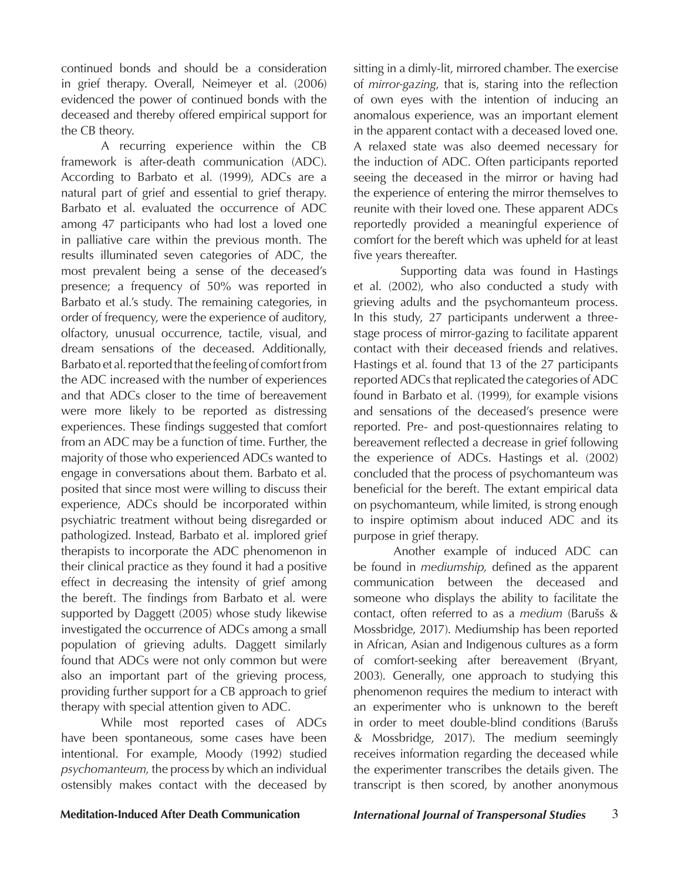continued bonds and should be a consideration in grief therapy. Overall, Neimeyer et al. (2006) evidenced the power of continued bonds with the deceased and thereby offered empirical support for the CB theory.

A recurring experience within the CB framework is after-death communication (ADC). According to Barbato et al. (1999), ADCs are a natural part of grief and essential to grief therapy. Barbato et al. evaluated the occurrence of ADC among 47 participants who had lost a loved one in palliative care within the previous month. The results illuminated seven categories of ADC, the most prevalent being a sense of the deceased's presence; a frequency of 50% was reported in Barbato et al.'s study. The remaining categories, in order of frequency, were the experience of auditory, olfactory, unusual occurrence, tactile, visual, and dream sensations of the deceased. Additionally, Barbato et al. reported that the feeling of comfort from the ADC increased with the number of experiences and that ADCs closer to the time of bereavement were more likely to be reported as distressing experiences. These findings suggested that comfort from an ADC may be a function of time. Further, the majority of those who experienced ADCs wanted to engage in conversations about them. Barbato et al. posited that since most were willing to discuss their experience, ADCs should be incorporated within psychiatric treatment without being disregarded or pathologized. Instead, Barbato et al. implored grief therapists to incorporate the ADC phenomenon in their clinical practice as they found it had a positive effect in decreasing the intensity of grief among the bereft. The findings from Barbato et al. were supported by Daggett (2005) whose study likewise investigated the occurrence of ADCs among a small population of grieving adults. Daggett similarly found that ADCs were not only common but were also an important part of the grieving process, providing further support for a CB approach to grief therapy with special attention given to ADC.

While most reported cases of ADCs have been spontaneous, some cases have been intentional. For example, Moody (1992) studied *psychomanteum,* the process by which an individual ostensibly makes contact with the deceased by sitting in a dimly-lit, mirrored chamber. The exercise of *mirror-gazing*, that is, staring into the reflection of own eyes with the intention of inducing an anomalous experience, was an important element in the apparent contact with a deceased loved one. A relaxed state was also deemed necessary for the induction of ADC. Often participants reported seeing the deceased in the mirror or having had the experience of entering the mirror themselves to reunite with their loved one. These apparent ADCs reportedly provided a meaningful experience of comfort for the bereft which was upheld for at least five years thereafter.

Supporting data was found in Hastings et al. (2002), who also conducted a study with grieving adults and the psychomanteum process. In this study, 27 participants underwent a three-stage process of mirror-gazing to facilitate apparent contact with their deceased friends and relatives. Hastings et al. found that 13 of the 27 participants reported ADCs that replicated the categories of ADC found in Barbato et al. (1999), for example visions and sensations of the deceased's presence were reported. Pre- and post-questionnaires relating to bereavement reflected a decrease in grief following the experience of ADCs. Hastings et al. (2002) concluded that the process of psychomanteum was beneficial for the bereft. The extant empirical data on psychomanteum, while limited, is strong enough to inspire optimism about induced ADC and its purpose in grief therapy.

Another example of induced ADC can be found in *mediumship,* defined as the apparent communication between the deceased and someone who displays the ability to facilitate the contact, often referred to as a *medium* (Barušs & Mossbridge, 2017). Mediumship has been reported in African, Asian and Indigenous cultures as a form of comfort-seeking after bereavement (Bryant, 2003). Generally, one approach to studying this phenomenon requires the medium to interact with an experimenter who is unknown to the bereft in order to meet double-blind conditions (Barušs & Mossbridge, 2017). The medium seemingly receives information regarding the deceased while the experimenter transcribes the details given. The transcript is then scored, by another anonymous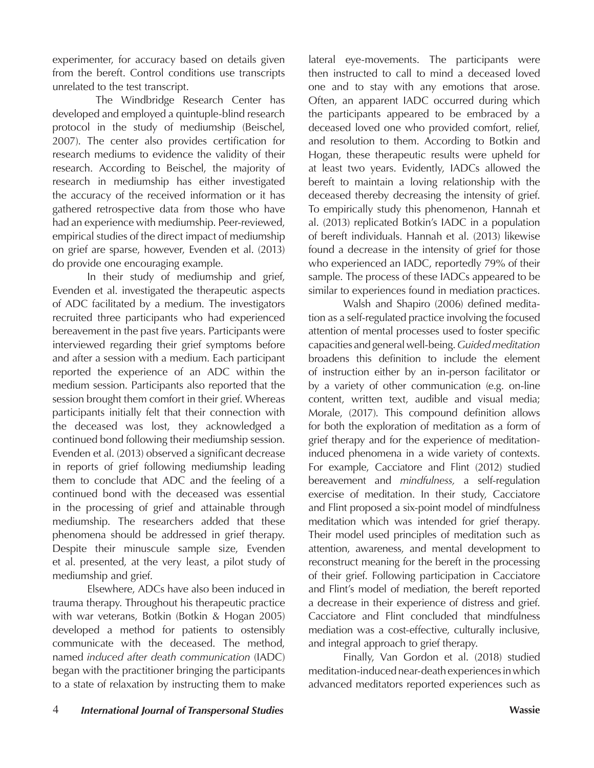experimenter, for accuracy based on details given from the bereft. Control conditions use transcripts unrelated to the test transcript.

The Windbridge Research Center has developed and employed a quintuple-blind research protocol in the study of mediumship (Beischel, 2007). The center also provides certification for research mediums to evidence the validity of their research. According to Beischel, the majority of research in mediumship has either investigated the accuracy of the received information or it has gathered retrospective data from those who have had an experience with mediumship. Peer-reviewed, empirical studies of the direct impact of mediumship on grief are sparse, however, Evenden et al. (2013) do provide one encouraging example.

In their study of mediumship and grief, Evenden et al. investigated the therapeutic aspects of ADC facilitated by a medium. The investigators recruited three participants who had experienced bereavement in the past five years. Participants were interviewed regarding their grief symptoms before and after a session with a medium. Each participant reported the experience of an ADC within the medium session. Participants also reported that the session brought them comfort in their grief. Whereas participants initially felt that their connection with the deceased was lost, they acknowledged a continued bond following their mediumship session. Evenden et al. (2013) observed a significant decrease in reports of grief following mediumship leading them to conclude that ADC and the feeling of a continued bond with the deceased was essential in the processing of grief and attainable through mediumship. The researchers added that these phenomena should be addressed in grief therapy. Despite their minuscule sample size, Evenden et al. presented, at the very least, a pilot study of mediumship and grief.

Elsewhere, ADCs have also been induced in trauma therapy. Throughout his therapeutic practice with war veterans, Botkin (Botkin & Hogan 2005) developed a method for patients to ostensibly communicate with the deceased. The method, named *induced after death communication* (IADC) began with the practitioner bringing the participants to a state of relaxation by instructing them to make lateral eye-movements. The participants were then instructed to call to mind a deceased loved one and to stay with any emotions that arose. Often, an apparent IADC occurred during which the participants appeared to be embraced by a deceased loved one who provided comfort, relief, and resolution to them. According to Botkin and Hogan, these therapeutic results were upheld for at least two years. Evidently, IADCs allowed the bereft to maintain a loving relationship with the deceased thereby decreasing the intensity of grief. To empirically study this phenomenon, Hannah et al. (2013) replicated Botkin's IADC in a population of bereft individuals. Hannah et al. (2013) likewise found a decrease in the intensity of grief for those who experienced an IADC, reportedly 79% of their sample. The process of these IADCs appeared to be similar to experiences found in mediation practices.

Walsh and Shapiro (2006) defined meditation as a self-regulated practice involving the focused attention of mental processes used to foster specific capacities and general well-being. *Guided meditation* broadens this definition to include the element of instruction either by an in-person facilitator or by a variety of other communication (e.g. on-line content, written text, audible and visual media; Morale, (2017). This compound definition allows for both the exploration of meditation as a form of grief therapy and for the experience of meditation-induced phenomena in a wide variety of contexts. For example, Cacciatore and Flint (2012) studied bereavement and *mindfulness,* a self-regulation exercise of meditation. In their study, Cacciatore and Flint proposed a six-point model of mindfulness meditation which was intended for grief therapy. Their model used principles of meditation such as attention, awareness, and mental development to reconstruct meaning for the bereft in the processing of their grief. Following participation in Cacciatore and Flint's model of mediation, the bereft reported a decrease in their experience of distress and grief. Cacciatore and Flint concluded that mindfulness mediation was a cost-effective, culturally inclusive, and integral approach to grief therapy.

Finally, Van Gordon et al. (2018) studied meditation-induced near-death experiences in which advanced meditators reported experiences such as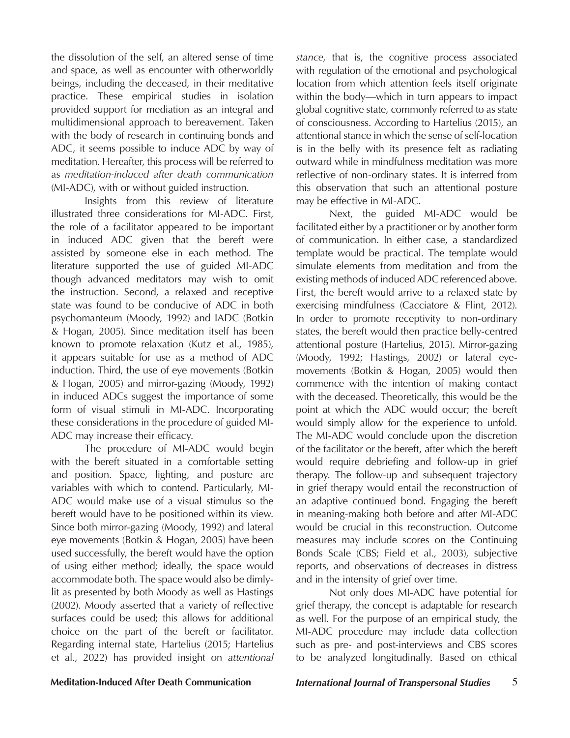the dissolution of the self, an altered sense of time and space, as well as encounter with otherworldly beings, including the deceased, in their meditative practice. These empirical studies in isolation provided support for mediation as an integral and multidimensional approach to bereavement. Taken with the body of research in continuing bonds and ADC, it seems possible to induce ADC by way of meditation. Hereafter, this process will be referred to as *meditation-induced after death communication* (MI-ADC), with or without guided instruction.

Insights from this review of literature illustrated three considerations for MI-ADC. First, the role of a facilitator appeared to be important in induced ADC given that the bereft were assisted by someone else in each method. The literature supported the use of guided MI-ADC though advanced meditators may wish to omit the instruction. Second, a relaxed and receptive state was found to be conducive of ADC in both psychomanteum (Moody, 1992) and IADC (Botkin & Hogan, 2005). Since meditation itself has been known to promote relaxation (Kutz et al., 1985), it appears suitable for use as a method of ADC induction. Third, the use of eye movements (Botkin & Hogan, 2005) and mirror-gazing (Moody, 1992) in induced ADCs suggest the importance of some form of visual stimuli in MI-ADC. Incorporating these considerations in the procedure of guided MI-ADC may increase their efficacy.

The procedure of MI-ADC would begin with the bereft situated in a comfortable setting and position. Space, lighting, and posture are variables with which to contend. Particularly, MI-ADC would make use of a visual stimulus so the bereft would have to be positioned within its view. Since both mirror-gazing (Moody, 1992) and lateral eye movements (Botkin & Hogan, 2005) have been used successfully, the bereft would have the option of using either method; ideally, the space would accommodate both. The space would also be dimly-lit as presented by both Moody as well as Hastings (2002). Moody asserted that a variety of reflective surfaces could be used; this allows for additional choice on the part of the bereft or facilitator. Regarding internal state, Hartelius (2015; Hartelius et al., 2022) has provided insight on *attentional stance*, that is, the cognitive process associated with regulation of the emotional and psychological location from which attention feels itself originate within the body—which in turn appears to impact global cognitive state, commonly referred to as state of consciousness. According to Hartelius (2015), an attentional stance in which the sense of self-location is in the belly with its presence felt as radiating outward while in mindfulness meditation was more reflective of non-ordinary states. It is inferred from this observation that such an attentional posture may be effective in MI-ADC.

Next, the guided MI-ADC would be facilitated either by a practitioner or by another form of communication. In either case, a standardized template would be practical. The template would simulate elements from meditation and from the existing methods of induced ADC referenced above. First, the bereft would arrive to a relaxed state by exercising mindfulness (Cacciatore & Flint, 2012). In order to promote receptivity to non-ordinary states, the bereft would then practice belly-centred attentional posture (Hartelius, 2015). Mirror-gazing (Moody, 1992; Hastings, 2002) or lateral eye-movements (Botkin & Hogan, 2005) would then commence with the intention of making contact with the deceased. Theoretically, this would be the point at which the ADC would occur; the bereft would simply allow for the experience to unfold. The MI-ADC would conclude upon the discretion of the facilitator or the bereft, after which the bereft would require debriefing and follow-up in grief therapy. The follow-up and subsequent trajectory in grief therapy would entail the reconstruction of an adaptive continued bond. Engaging the bereft in meaning-making both before and after MI-ADC would be crucial in this reconstruction. Outcome measures may include scores on the Continuing Bonds Scale (CBS; Field et al., 2003), subjective reports, and observations of decreases in distress and in the intensity of grief over time.

Not only does MI-ADC have potential for grief therapy, the concept is adaptable for research as well. For the purpose of an empirical study, the MI-ADC procedure may include data collection such as pre- and post-interviews and CBS scores to be analyzed longitudinally. Based on ethical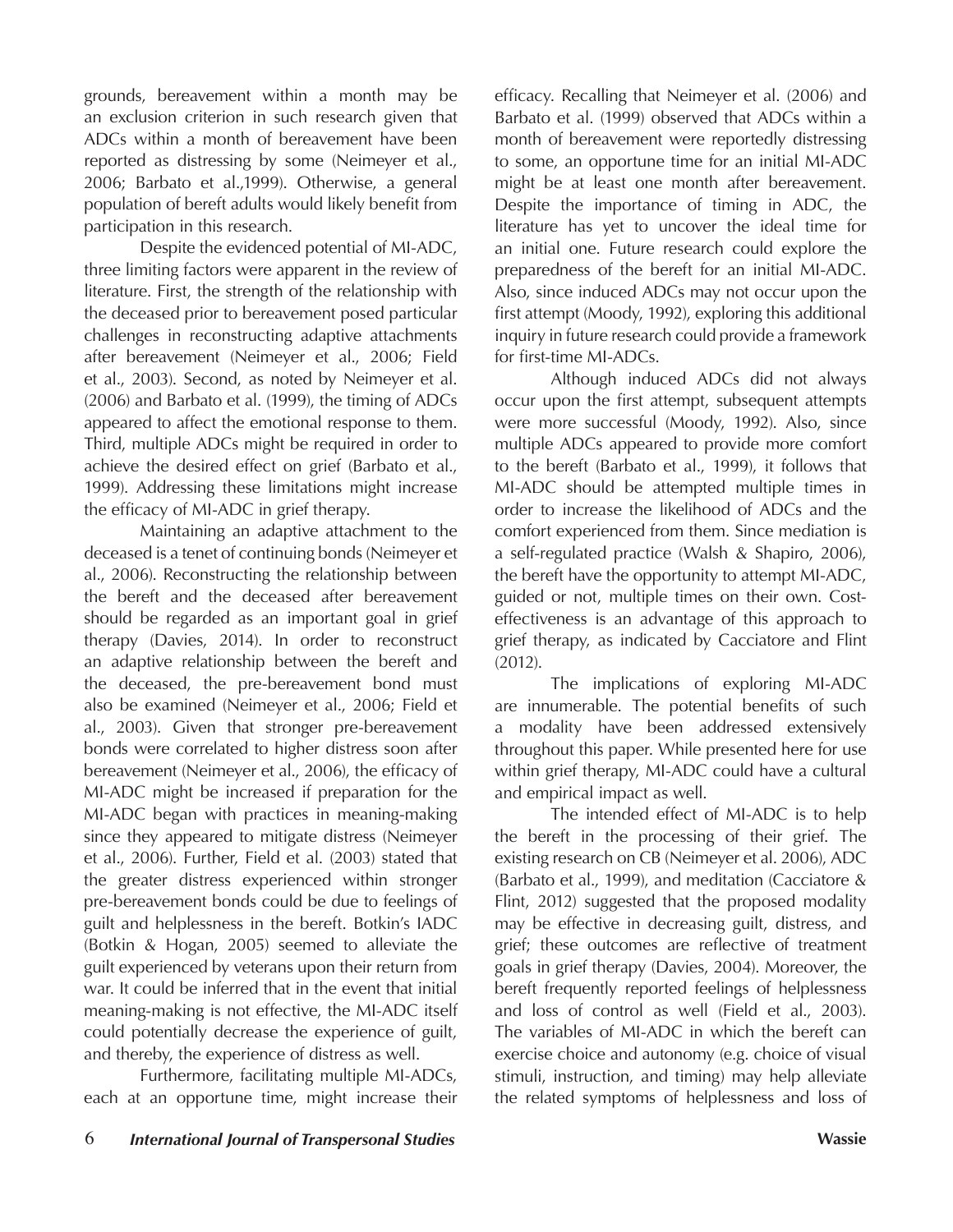grounds, bereavement within a month may be an exclusion criterion in such research given that ADCs within a month of bereavement have been reported as distressing by some (Neimeyer et al., 2006; Barbato et al.,1999). Otherwise, a general population of bereft adults would likely benefit from participation in this research.

Despite the evidenced potential of MI-ADC, three limiting factors were apparent in the review of literature. First, the strength of the relationship with the deceased prior to bereavement posed particular challenges in reconstructing adaptive attachments after bereavement (Neimeyer et al., 2006; Field et al., 2003). Second, as noted by Neimeyer et al. (2006) and Barbato et al. (1999), the timing of ADCs appeared to affect the emotional response to them. Third, multiple ADCs might be required in order to achieve the desired effect on grief (Barbato et al., 1999). Addressing these limitations might increase the efficacy of MI-ADC in grief therapy.

Maintaining an adaptive attachment to the deceased is a tenet of continuing bonds (Neimeyer et al., 2006). Reconstructing the relationship between the bereft and the deceased after bereavement should be regarded as an important goal in grief therapy (Davies, 2014). In order to reconstruct an adaptive relationship between the bereft and the deceased, the pre-bereavement bond must also be examined (Neimeyer et al., 2006; Field et al., 2003). Given that stronger pre-bereavement bonds were correlated to higher distress soon after bereavement (Neimeyer et al., 2006), the efficacy of MI-ADC might be increased if preparation for the MI-ADC began with practices in meaning-making since they appeared to mitigate distress (Neimeyer et al., 2006). Further, Field et al. (2003) stated that the greater distress experienced within stronger pre-bereavement bonds could be due to feelings of guilt and helplessness in the bereft. Botkin's IADC (Botkin & Hogan, 2005) seemed to alleviate the guilt experienced by veterans upon their return from war. It could be inferred that in the event that initial meaning-making is not effective, the MI-ADC itself could potentially decrease the experience of guilt, and thereby, the experience of distress as well.

Furthermore, facilitating multiple MI-ADCs, each at an opportune time, might increase their efficacy. Recalling that Neimeyer et al. (2006) and Barbato et al. (1999) observed that ADCs within a month of bereavement were reportedly distressing to some, an opportune time for an initial MI-ADC might be at least one month after bereavement. Despite the importance of timing in ADC, the literature has yet to uncover the ideal time for an initial one. Future research could explore the preparedness of the bereft for an initial MI-ADC. Also, since induced ADCs may not occur upon the first attempt (Moody, 1992), exploring this additional inquiry in future research could provide a framework for first-time MI-ADCs.

Although induced ADCs did not always occur upon the first attempt, subsequent attempts were more successful (Moody, 1992). Also, since multiple ADCs appeared to provide more comfort to the bereft (Barbato et al., 1999), it follows that MI-ADC should be attempted multiple times in order to increase the likelihood of ADCs and the comfort experienced from them. Since mediation is a self-regulated practice (Walsh & Shapiro, 2006), the bereft have the opportunity to attempt MI-ADC, guided or not, multiple times on their own. Cost-effectiveness is an advantage of this approach to grief therapy, as indicated by Cacciatore and Flint (2012).

The implications of exploring MI-ADC are innumerable. The potential benefits of such a modality have been addressed extensively throughout this paper. While presented here for use within grief therapy, MI-ADC could have a cultural and empirical impact as well.

The intended effect of MI-ADC is to help the bereft in the processing of their grief. The existing research on CB (Neimeyer et al. 2006), ADC (Barbato et al., 1999), and meditation (Cacciatore & Flint, 2012) suggested that the proposed modality may be effective in decreasing guilt, distress, and grief; these outcomes are reflective of treatment goals in grief therapy (Davies, 2004). Moreover, the bereft frequently reported feelings of helplessness and loss of control as well (Field et al., 2003). The variables of MI-ADC in which the bereft can exercise choice and autonomy (e.g. choice of visual stimuli, instruction, and timing) may help alleviate the related symptoms of helplessness and loss of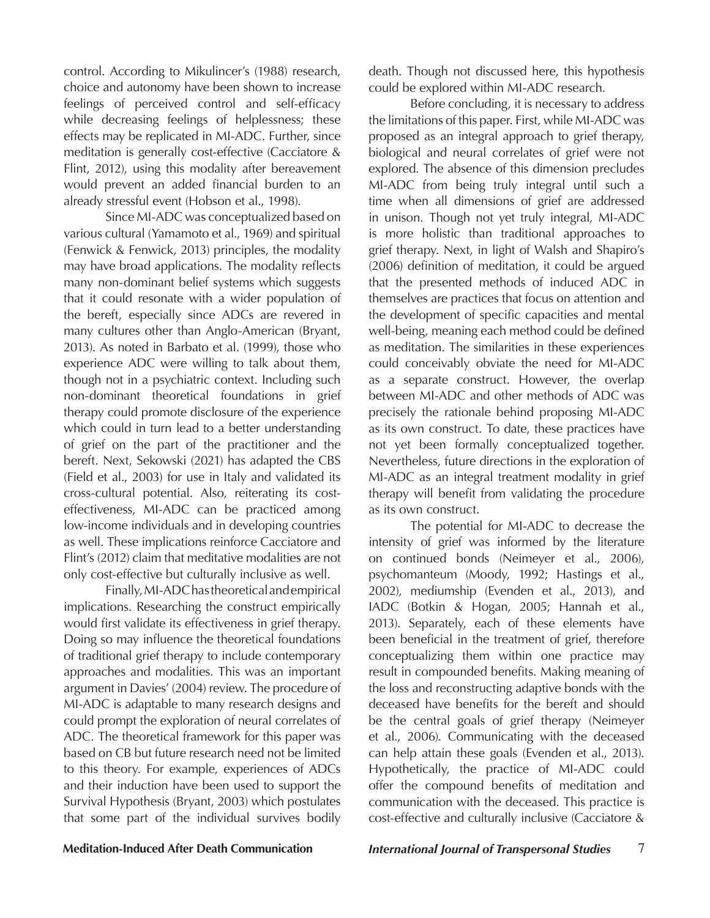control. According to Mikulincer's (1988) research, choice and autonomy have been shown to increase feelings of perceived control and self-efficacy while decreasing feelings of helplessness; these effects may be replicated in MI-ADC. Further, since meditation is generally cost-effective (Cacciatore & Flint, 2012), using this modality after bereavement would prevent an added financial burden to an already stressful event (Hobson et al., 1998).

Since MI-ADC was conceptualized based on various cultural (Yamamoto et al., 1969) and spiritual (Fenwick & Fenwick, 2013) principles, the modality may have broad applications. The modality reflects many non-dominant belief systems which suggests that it could resonate with a wider population of the bereft, especially since ADCs are revered in many cultures other than Anglo-American (Bryant, 2013). As noted in Barbato et al. (1999), those who experience ADC were willing to talk about them, though not in a psychiatric context. Including such non-dominant theoretical foundations in grief therapy could promote disclosure of the experience which could in turn lead to a better understanding of grief on the part of the practitioner and the bereft. Next, Sekowski (2021) has adapted the CBS (Field et al., 2003) for use in Italy and validated its cross-cultural potential. Also, reiterating its cost-effectiveness, MI-ADC can be practiced among low-income individuals and in developing countries as well. These implications reinforce Cacciatore and Flint's (2012) claim that meditative modalities are not only cost-effective but culturally inclusive as well.

Finally, MI-ADC has theoretical and empirical implications. Researching the construct empirically would first validate its effectiveness in grief therapy. Doing so may influence the theoretical foundations of traditional grief therapy to include contemporary approaches and modalities. This was an important argument in Davies' (2004) review. The procedure of MI-ADC is adaptable to many research designs and could prompt the exploration of neural correlates of ADC. The theoretical framework for this paper was based on CB but future research need not be limited to this theory. For example, experiences of ADCs and their induction have been used to support the Survival Hypothesis (Bryant, 2003) which postulates that some part of the individual survives bodily death. Though not discussed here, this hypothesis could be explored within MI-ADC research.

Before concluding, it is necessary to address the limitations of this paper. First, while MI-ADC was proposed as an integral approach to grief therapy, biological and neural correlates of grief were not explored. The absence of this dimension precludes MI-ADC from being truly integral until such a time when all dimensions of grief are addressed in unison. Though not yet truly integral, MI-ADC is more holistic than traditional approaches to grief therapy. Next, in light of Walsh and Shapiro's (2006) definition of meditation, it could be argued that the presented methods of induced ADC in themselves are practices that focus on attention and the development of specific capacities and mental well-being, meaning each method could be defined as meditation. The similarities in these experiences could conceivably obviate the need for MI-ADC as a separate construct. However, the overlap between MI-ADC and other methods of ADC was precisely the rationale behind proposing MI-ADC as its own construct. To date, these practices have not yet been formally conceptualized together. Nevertheless, future directions in the exploration of MI-ADC as an integral treatment modality in grief therapy will benefit from validating the procedure as its own construct.

The potential for MI-ADC to decrease the intensity of grief was informed by the literature on continued bonds (Neimeyer et al., 2006), psychomanteum (Moody, 1992; Hastings et al., 2002), mediumship (Evenden et al., 2013), and IADC (Botkin & Hogan, 2005; Hannah et al., 2013). Separately, each of these elements have been beneficial in the treatment of grief, therefore conceptualizing them within one practice may result in compounded benefits. Making meaning of the loss and reconstructing adaptive bonds with the deceased have benefits for the bereft and should be the central goals of grief therapy (Neimeyer et al., 2006). Communicating with the deceased can help attain these goals (Evenden et al., 2013). Hypothetically, the practice of MI-ADC could offer the compound benefits of meditation and communication with the deceased. This practice is cost-effective and culturally inclusive (Cacciatore &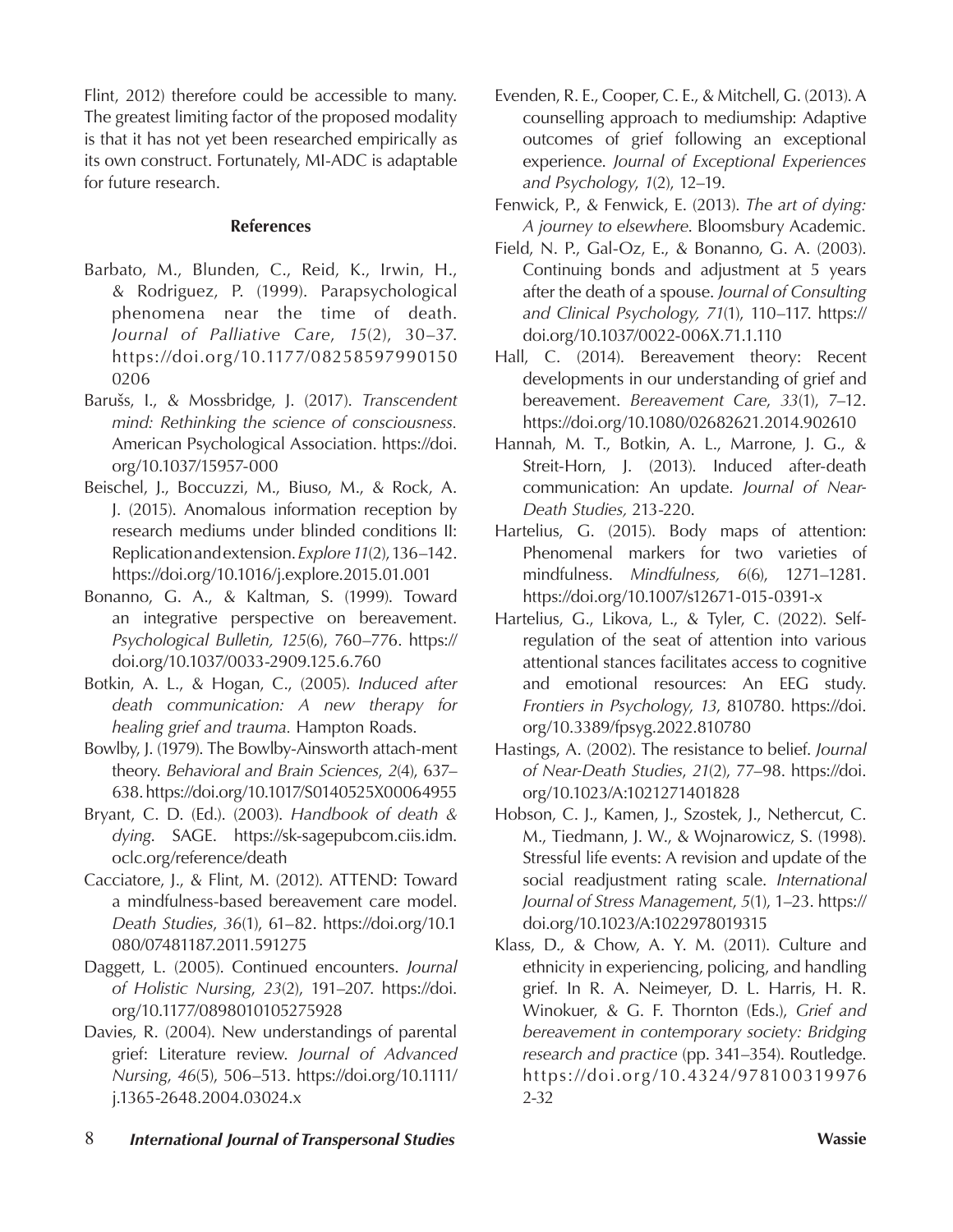Flint, 2012) therefore could be accessible to many. The greatest limiting factor of the proposed modality is that it has not yet been researched empirically as its own construct. Fortunately, MI-ADC is adaptable for future research.

## References

Barbato, M., Blunden, C., Reid, K., Irwin, H., & Rodriguez, P. (1999). Parapsychological phenomena near the time of death. *Journal of Palliative Care*, *15*(2), 30–37. https://doi.org/10.1177/082585979901500206

Barušs, I., & Mossbridge, J. (2017). *Transcendent mind: Rethinking the science of consciousness.* American Psychological Association. https://doi.org/10.1037/15957-000

Beischel, J., Boccuzzi, M., Biuso, M., & Rock, A. J. (2015). Anomalous information reception by research mediums under blinded conditions II: Replication and extension. *Explore 11*(2), 136–142. https://doi.org/10.1016/j.explore.2015.01.001

Bonanno, G. A., & Kaltman, S. (1999). Toward an integrative perspective on bereavement. *Psychological Bulletin, 125*(6), 760–776. https://doi.org/10.1037/0033-2909.125.6.760

Botkin, A. L., & Hogan, C., (2005). *Induced after death communication: A new therapy for healing grief and trauma.* Hampton Roads.

Bowlby, J. (1979). The Bowlby-Ainsworth attach-ment theory. *Behavioral and Brain Sciences*, *2*(4), 637–638. https://doi.org/10.1017/S0140525X00064955

Bryant, C. D. (Ed.). (2003). *Handbook of death & dying*. SAGE. https://sk-sagepubcom.ciis.idm.oclc.org/reference/death

Cacciatore, J., & Flint, M. (2012). ATTEND: Toward a mindfulness-based bereavement care model. *Death Studies*, *36*(1), 61–82. https://doi.org/10.1080/07481187.2011.591275

Daggett, L. (2005). Continued encounters. *Journal of Holistic Nursing*, *23*(2), 191–207. https://doi.org/10.1177/0898010105275928

Davies, R. (2004). New understandings of parental grief: Literature review. *Journal of Advanced Nursing*, *46*(5), 506–513. https://doi.org/10.1111/j.1365-2648.2004.03024.x

Evenden, R. E., Cooper, C. E., & Mitchell, G. (2013). A counselling approach to mediumship: Adaptive outcomes of grief following an exceptional experience. *Journal of Exceptional Experiences and Psychology*, *1*(2), 12–19.

Fenwick, P., & Fenwick, E. (2013). *The art of dying: A journey to elsewhere*. Bloomsbury Academic.

Field, N. P., Gal-Oz, E., & Bonanno, G. A. (2003). Continuing bonds and adjustment at 5 years after the death of a spouse. *Journal of Consulting and Clinical Psychology, 71*(1), 110–117. https://doi.org/10.1037/0022-006X.71.1.110

Hall, C. (2014). Bereavement theory: Recent developments in our understanding of grief and bereavement. *Bereavement Care*, *33*(1), 7–12. https://doi.org/10.1080/02682621.2014.902610

Hannah, M. T., Botkin, A. L., Marrone, J. G., & Streit-Horn, J. (2013). Induced after-death communication: An update. *Journal of Near-Death Studies,* 213-220.

Hartelius, G. (2015). Body maps of attention: Phenomenal markers for two varieties of mindfulness. *Mindfulness, 6*(6), 1271–1281. https://doi.org/10.1007/s12671-015-0391-x

Hartelius, G., Likova, L., & Tyler, C. (2022). Self-regulation of the seat of attention into various attentional stances facilitates access to cognitive and emotional resources: An EEG study. *Frontiers in Psychology*, *13*, 810780. https://doi.org/10.3389/fpsyg.2022.810780

Hastings, A. (2002). The resistance to belief. *Journal of Near-Death Studies*, *21*(2), 77–98. https://doi.org/10.1023/A:1021271401828

Hobson, C. J., Kamen, J., Szostek, J., Nethercut, C. M., Tiedmann, J. W., & Wojnarowicz, S. (1998). Stressful life events: A revision and update of the social readjustment rating scale. *International Journal of Stress Management*, *5*(1), 1–23. https://doi.org/10.1023/A:1022978019315

Klass, D., & Chow, A. Y. M. (2011). Culture and ethnicity in experiencing, policing, and handling grief. In R. A. Neimeyer, D. L. Harris, H. R. Winokuer, & G. F. Thornton (Eds.), *Grief and bereavement in contemporary society: Bridging research and practice* (pp. 341–354). Routledge. https://doi.org/10.4324/9780203199762-32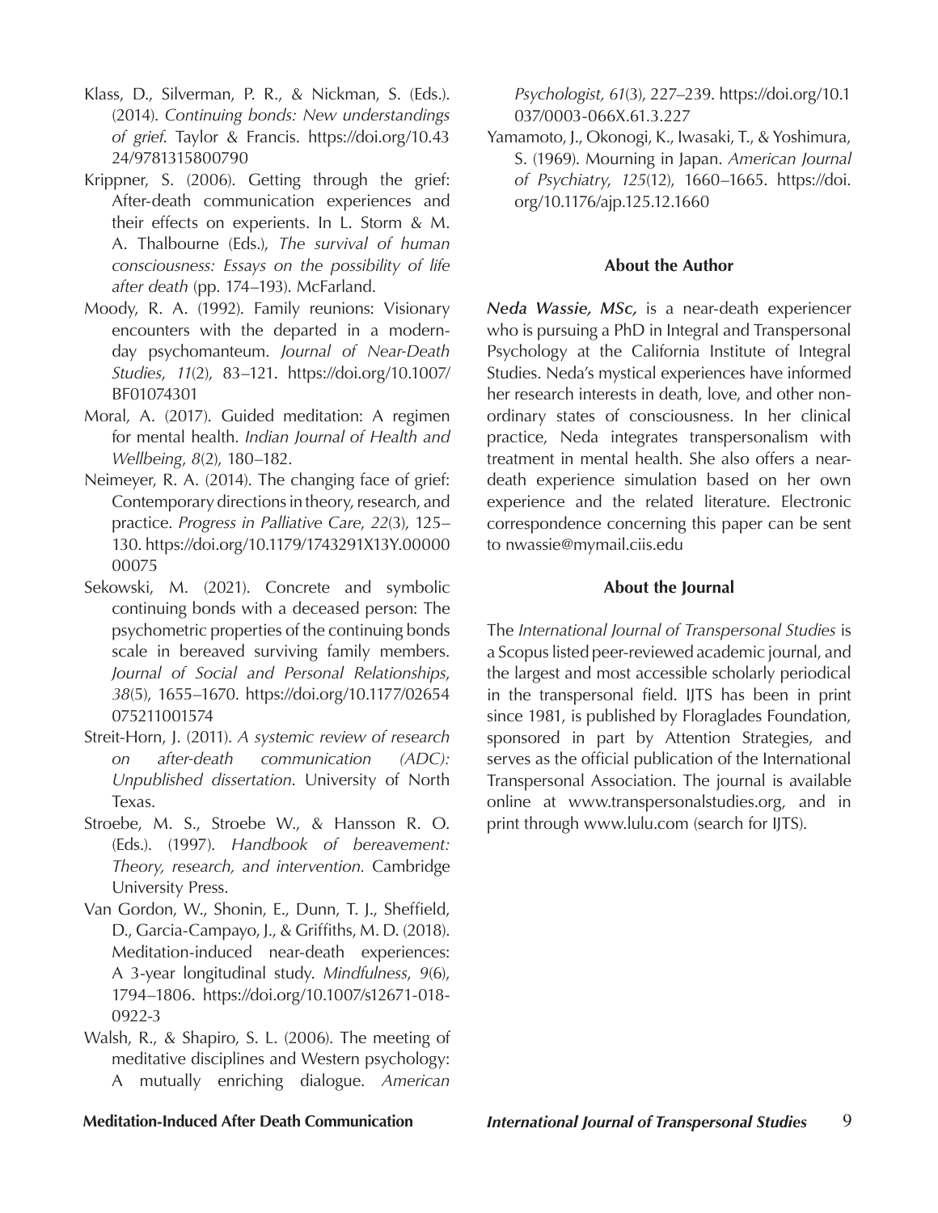Klass, D., Silverman, P. R., & Nickman, S. (Eds.). (2014). *Continuing bonds: New understandings of grief*. Taylor & Francis. https://doi.org/10.4324/9781315800790

Krippner, S. (2006). Getting through the grief: After-death communication experiences and their effects on experients. In L. Storm & M. A. Thalbourne (Eds.), *The survival of human consciousness: Essays on the possibility of life after death* (pp. 174–193). McFarland.

Moody, R. A. (1992). Family reunions: Visionary encounters with the departed in a modern-day psychomanteum. *Journal of Near-Death Studies*, *11*(2), 83–121. https://doi.org/10.1007/BF01074301

Moral, A. (2017). Guided meditation: A regimen for mental health. *Indian Journal of Health and Wellbeing*, *8*(2), 180–182.

Neimeyer, R. A. (2014). The changing face of grief: Contemporary directions in theory, research, and practice. *Progress in Palliative Care*, *22*(3), 125–130. https://doi.org/10.1179/1743291X13Y.0000000075

Sekowski, M. (2021). Concrete and symbolic continuing bonds with a deceased person: The psychometric properties of the continuing bonds scale in bereaved surviving family members. *Journal of Social and Personal Relationships*, *38*(5), 1655–1670. https://doi.org/10.1177/02654075211001574

Streit-Horn, J. (2011). *A systemic review of research on after-death communication (ADC): Unpublished dissertation*. University of North Texas.

Stroebe, M. S., Stroebe W., & Hansson R. O. (Eds.). (1997). *Handbook of bereavement: Theory, research, and intervention.* Cambridge University Press.

Van Gordon, W., Shonin, E., Dunn, T. J., Sheffield, D., Garcia-Campayo, J., & Griffiths, M. D. (2018). Meditation-induced near-death experiences: A 3-year longitudinal study. *Mindfulness*, *9*(6), 1794–1806. https://doi.org/10.1007/s12671-018-0922-3

Walsh, R., & Shapiro, S. L. (2006). The meeting of meditative disciplines and Western psychology: A mutually enriching dialogue. *American Psychologist, 61*(3), 227–239. https://doi.org/10.1037/0003-066X.61.3.227

Yamamoto, J., Okonogi, K., Iwasaki, T., & Yoshimura, S. (1969). Mourning in Japan. *American Journal of Psychiatry*, *125*(12), 1660–1665. https://doi.org/10.1176/ajp.125.12.1660

## About the Author

***Neda Wassie, MSc,*** is a near-death experiencer who is pursuing a PhD in Integral and Transpersonal Psychology at the California Institute of Integral Studies. Neda's mystical experiences have informed her research interests in death, love, and other non-ordinary states of consciousness. In her clinical practice, Neda integrates transpersonalism with treatment in mental health. She also offers a near-death experience simulation based on her own experience and the related literature. Electronic correspondence concerning this paper can be sent to nwassie@mymail.ciis.edu

## About the Journal

The *International Journal of Transpersonal Studies* is a Scopus listed peer-reviewed academic journal, and the largest and most accessible scholarly periodical in the transpersonal field. IJTS has been in print since 1981, is published by Floraglades Foundation, sponsored in part by Attention Strategies, and serves as the official publication of the International Transpersonal Association. The journal is available online at www.transpersonalstudies.org, and in print through www.lulu.com (search for IJTS).